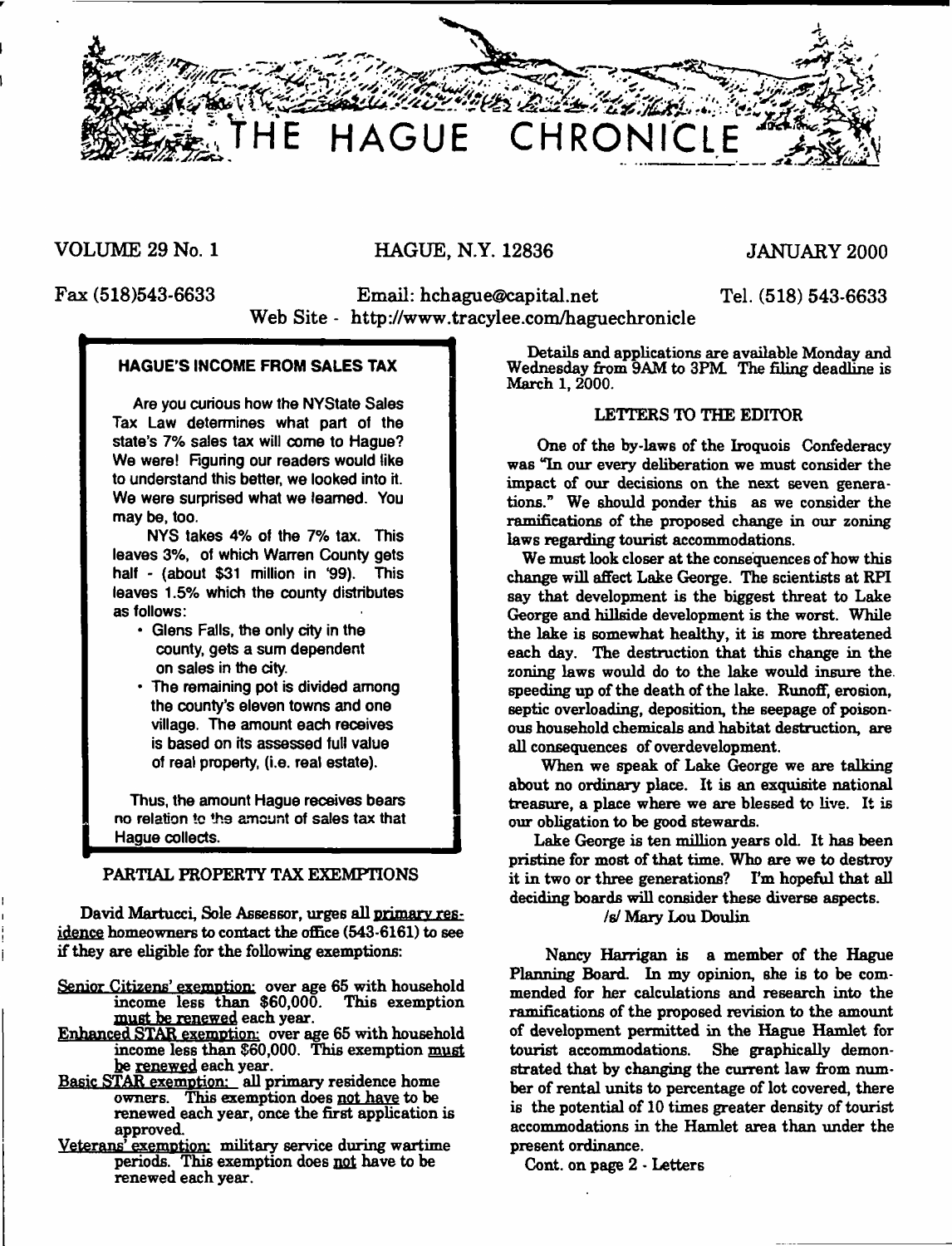# THE HAGUE CHRONICLE

VOLUME 29 No. 1 HAGUE, N.Y. 12836 JANUARY 2000

Fax (518)543-6633 Email: hchague@capital.net Tel. (518) 543-6633

Web Site - http://www.tracylee.com/haguechronicle

### HAGUE'S INCOME FROM SALES TAX

Are you curious how the NYState Sales Tax Law determines what part of the state's 7% sales tax will come to Hague? We were! Figuring our readers would like to understand this better, we looked into it. We were surprised what we learned. You may be, too.

NYS takes 4% of the 7% tax. This leaves 3%, of which Warren County gets half - (about $31 million in '99). This leaves 1.5% which the county distributes as follows:

- Glens Falls, the only city in the county, gets a sum dependent on sales in the city.
- The remaining pot is divided among the county's eleven towns and one village. The amount each receives is based on its assessed full value of real property, (i.e. real estate).

Thus, the amount Hague receives bears no relation to the amount of sales tax that Hague collects.

### PARTIAL PROPERTY TAX EXEMPTIONS

David Martucci, Sole Assessor, urges all primary residence homeowners to contact the office (543-6161) to see if they are eligible for the following exemptions:

Senior Citizens' exemption: over age 65 with household income less than $60,000. This exemption must be renewed each year.

Enhanced STAR exemption: over age 65 with household income less than $60,000. This exemption must be renewed each year.

Basic STAR exemption: all primary residence home owners. This exemption does not have to be renewed each year, once the first application is approved.

Veterans' exemption: military service during wartime periods. This exemption does not have to be renewed each year.

Details and applications are available Monday and Wednesday from 9AM to 3PM. The filing deadline is March 1, 2000.

### LETTERS TO THE EDITOR

One of the by-laws of the Iroquois Confederacy was "In our every deliberation we must consider the impact of our decisions on the next seven generations." We should ponder this as we consider the ramifications of the proposed change in our zoning laws regarding tourist accommodations.

We must look closer at the consequences of how this change will affect Lake George. The scientists at RPI say that development is the biggest threat to Lake George and hillside development is the worst. While the lake is somewhat healthy, it is more threatened each day. The destruction that this change in the zoning laws would do to the lake would insure the speeding up of the death of the lake. Runoff, erosion, septic overloading, deposition, the seepage of poisonous household chemicals and habitat destruction, are all consequences of overdevelopment.

When we speak of Lake George we are talking about no ordinary place. It is an exquisite national treasure, a place where we are blessed to live. It is our obligation to be good stewards.

Lake George is ten million years old. It has been pristine for most of that time. Who are we to destroy it in two or three generations? I'm hopeful that all deciding boards will consider these diverse aspects.

/s/ Mary Lou Doulin

Nancy Harrigan is a member of the Hague Planning Board. In my opinion, she is to be commended for her calculations and research into the ramifications of the proposed revision to the amount of development permitted in the Hague Hamlet for tourist accommodations. She graphically demonstrated that by changing the current law from number of rental units to percentage of lot covered, there is the potential of 10 times greater density of tourist accommodations in the Hamlet area than under the present ordinance.

Cont. on page 2 - Letters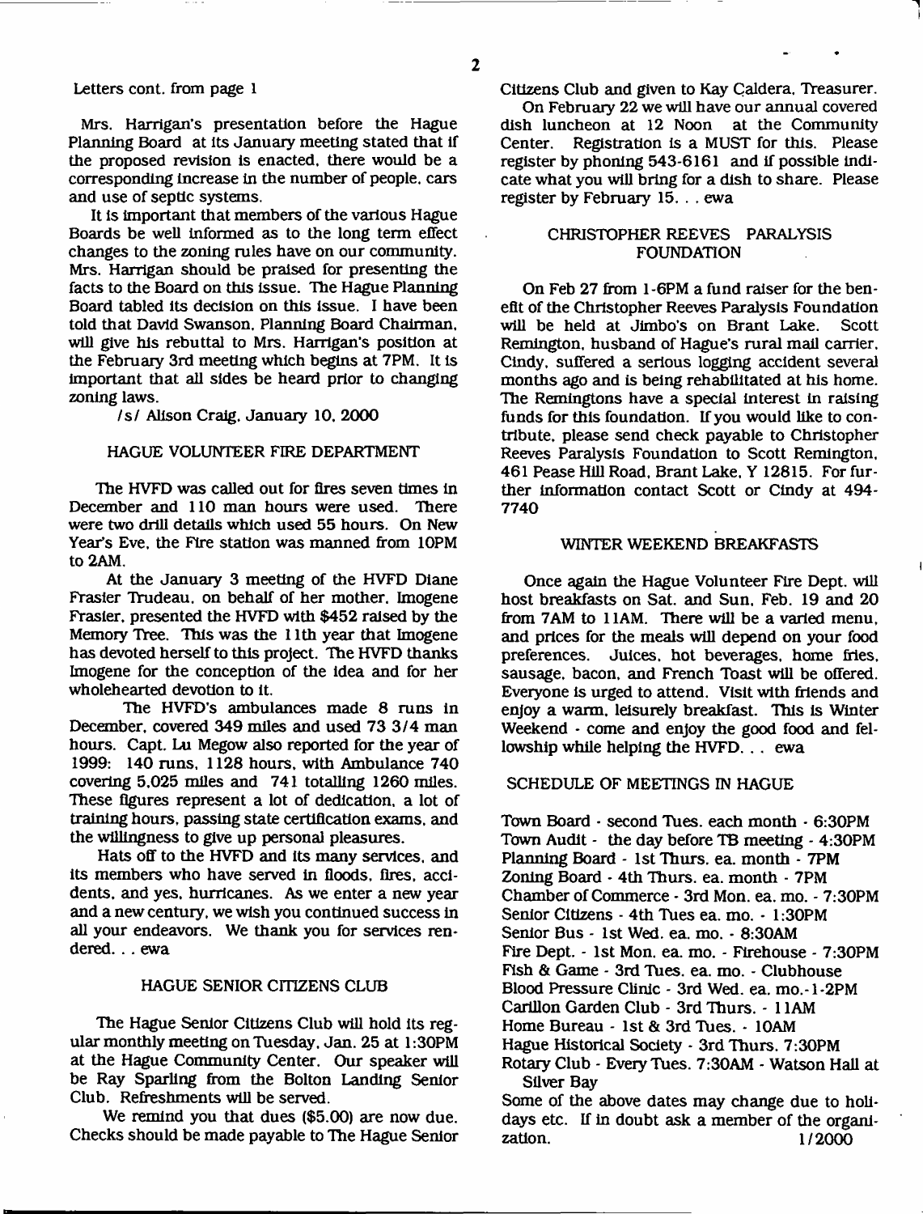Letters cont. from page 1

Mrs. Harrigan's presentation before the Hague Planning Board at its January meeting stated that if the proposed revision is enacted, there would be a corresponding increase in the number of people, cars and use of septic systems.

It is important that members of the various Hague Boards be well informed as to the long term effect changes to the zoning rules have on our community. Mrs. Harrigan should be praised for presenting the facts to the Board on this issue. The Hague Planning Board tabled its decision on this issue. I have been told that David Swanson, Planning Board Chairman, will give his rebuttal to Mrs. Harrigan's position at the February 3rd meeting which begins at 7PM. It is important that all sides be heard prior to changing zoning laws.

/s/ Alison Craig, January 10, 2000

## HAGUE VOLUNTEER FIRE DEPARTMENT

The HVFD was called out for fires seven times in December and 110 man hours were used. There were two drill details which used 55 hours. On New Year's Eve, the Fire station was manned from 10PM to 2AM.

At the January 3 meeting of the HVFD Diane Frasier Trudeau, on behalf of her mother, Imogene Frasier, presented the HVFD with $452 raised by the Memory Tree. This was the 11th year that Imogene has devoted herself to this project. The HVFD thanks Imogene for the conception of the idea and for her wholehearted devotion to it.

The HVFD's ambulances made 8 runs in December, covered 349 miles and used 73 3/4 man hours. Capt. Lu Megow also reported for the year of 1999: 140 runs, 1128 hours, with Ambulance 740 covering 5,025 miles and 741 totalling 1260 miles. These figures represent a lot of dedication, a lot of training hours, passing state certification exams, and the willingness to give up personal pleasures.

Hats off to the HVFD and its many services, and its members who have served in floods, fires, accidents, and yes, hurricanes. As we enter a new year and a new century, we wish you continued success in all your endeavors. We thank you for services rendered. . . ewa

## HAGUE SENIOR CITIZENS CLUB

The Hague Senior Citizens Club will hold its regular monthly meeting on Tuesday, Jan. 25 at 1:30PM at the Hague Community Center. Our speaker will be Ray Sparling from the Bolton Landing Senior Club. Refreshments will be served.

We remind you that dues ($5.00) are now due. Checks should be made payable to The Hague Senior Citizens Club and given to Kay Caldera, Treasurer.

On February 22 we will have our annual covered dish luncheon at 12 Noon at the Community Center. Registration is a MUST for this. Please register by phoning 543-6161 and if possible indicate what you will bring for a dish to share. Please register by February 15. . . ewa

## CHRISTOPHER REEVES PARALYSIS FOUNDATION

On Feb 27 from 1-6PM a fund raiser for the benefit of the Christopher Reeves Paralysis Foundation will be held at Jimbo's on Brant Lake. Scott Remington, husband of Hague's rural mail carrier, Cindy, suffered a serious logging accident several months ago and is being rehabilitated at his home. The Remingtons have a special interest in raising funds for this foundation. If you would like to contribute, please send check payable to Christopher Reeves Paralysis Foundation to Scott Remington, 461 Pease Hill Road, Brant Lake, Y 12815. For further information contact Scott or Cindy at 494-7740

## WINTER WEEKEND BREAKFASTS

Once again the Hague Volunteer Fire Dept. will host breakfasts on Sat. and Sun, Feb. 19 and 20 from 7AM to 11AM. There will be a varied menu, and prices for the meals will depend on your food preferences. Juices, hot beverages, home fries, sausage, bacon, and French Toast will be offered. Everyone is urged to attend. Visit with friends and enjoy a warm, leisurely breakfast. This is Winter Weekend - come and enjoy the good food and fellowship while helping the HVFD. . . ewa

## SCHEDULE OF MEETINGS IN HAGUE

Town Board - second Tues. each month - 6:30PM
Town Audit - the day before TB meeting - 4:30PM
Planning Board - 1st Thurs. ea. month - 7PM
Zoning Board - 4th Thurs. ea. month - 7PM
Chamber of Commerce - 3rd Mon. ea. mo. - 7:30PM
Senior Citizens - 4th Tues ea. mo. - 1:30PM
Senior Bus - 1st Wed. ea. mo. - 8:30AM
Fire Dept. - 1st Mon. ea. mo. - Firehouse - 7:30PM
Fish & Game - 3rd Tues. ea. mo. - Clubhouse
Blood Pressure Clinic - 3rd Wed. ea. mo.-1-2PM
Carillon Garden Club - 3rd Thurs. - 11AM
Home Bureau - 1st & 3rd Tues. - 10AM
Hague Historical Society - 3rd Thurs. 7:30PM
Rotary Club - Every Tues. 7:30AM - Watson Hall at Silver Bay

Some of the above dates may change due to holidays etc. If in doubt ask a member of the organization. 1/2000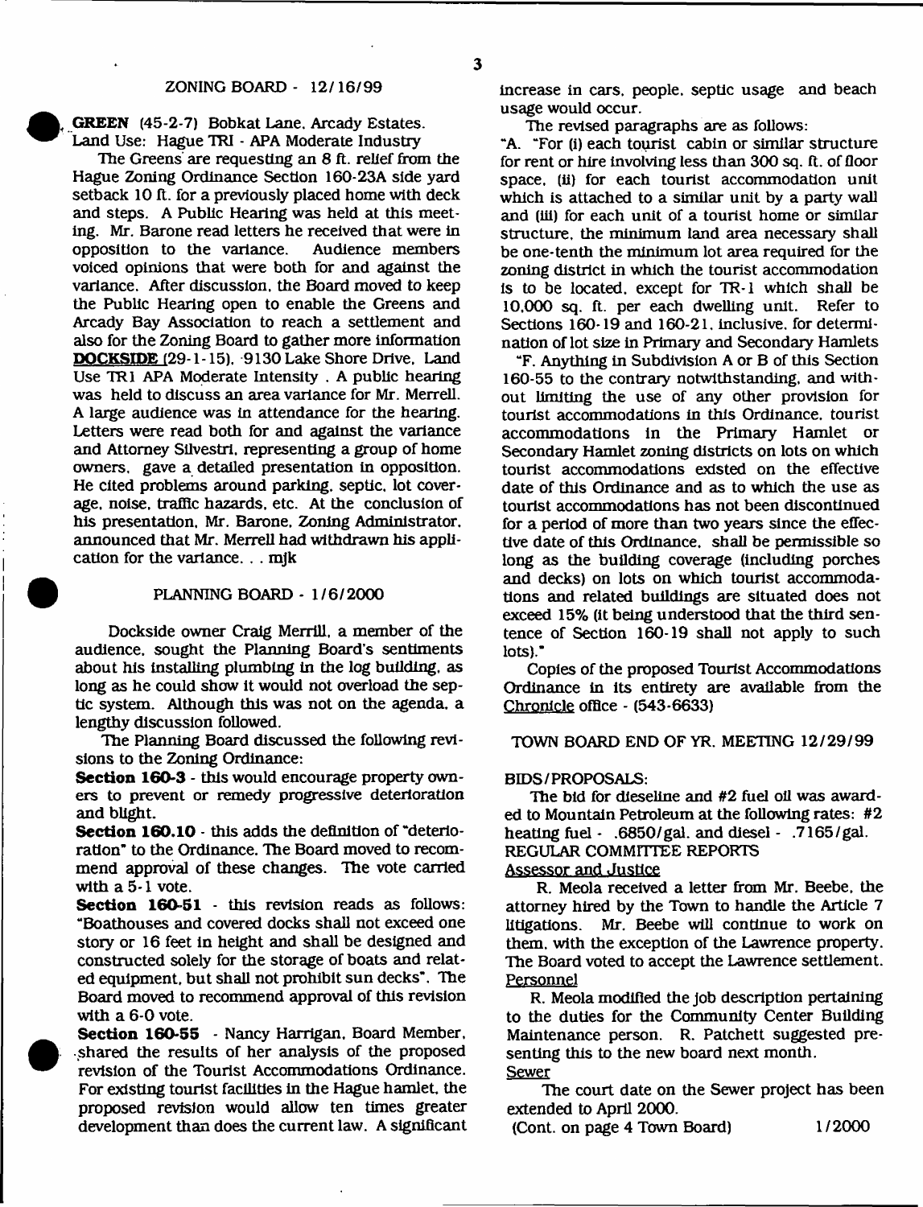## ZONING BOARD - 12/16/99

**GREEN** (45-2-7) Bobkat Lane, Arcady Estates. Land Use: Hague TRI - APA Moderate Industry

The Greens are requesting an 8 ft. relief from the Hague Zoning Ordinance Section 160-23A side yard setback 10 ft. for a previously placed home with deck and steps. A Public Hearing was held at this meeting. Mr. Barone read letters he received that were in opposition to the variance. Audience members voiced opinions that were both for and against the variance. After discussion, the Board moved to keep the Public Hearing open to enable the Greens and Arcady Bay Association to reach a settlement and also for the Zoning Board to gather more information

**DOCKSIDE** (29-1-15), 9130 Lake Shore Drive, Land Use TR1 APA Moderate Intensity. A public hearing was held to discuss an area variance for Mr. Merrell. A large audience was in attendance for the hearing. Letters were read both for and against the variance and Attorney Silvestri, representing a group of home owners, gave a detailed presentation in opposition. He cited problems around parking, septic, lot coverage, noise, traffic hazards, etc. At the conclusion of his presentation, Mr. Barone, Zoning Administrator, announced that Mr. Merrell had withdrawn his application for the variance. . . mjk

## PLANNING BOARD - 1/6/2000

Dockside owner Craig Merrill, a member of the audience, sought the Planning Board's sentiments about his installing plumbing in the log building, as long as he could show it would not overload the septic system. Although this was not on the agenda, a lengthy discussion followed.

The Planning Board discussed the following revisions to the Zoning Ordinance:

**Section 160-3** - this would encourage property owners to prevent or remedy progressive deterioration and blight.

**Section 160.10** - this adds the definition of "deterioration" to the Ordinance. The Board moved to recommend approval of these changes. The vote carried with a 5-1 vote.

**Section 160-51** - this revision reads as follows: "Boathouses and covered docks shall not exceed one story or 16 feet in height and shall be designed and constructed solely for the storage of boats and related equipment, but shall not prohibit sun decks". The Board moved to recommend approval of this revision with a 6-0 vote.

**Section 160-55** - Nancy Harrigan, Board Member, shared the results of her analysis of the proposed revision of the Tourist Accommodations Ordinance. For existing tourist facilities in the Hague hamlet, the proposed revision would allow ten times greater development than does the current law. A significant increase in cars, people, septic usage and beach usage would occur.

The revised paragraphs are as follows:

"A. "For (i) each tourist cabin or similar structure for rent or hire involving less than 300 sq. ft. of floor space, (ii) for each tourist accommodation unit which is attached to a similar unit by a party wall and (iii) for each unit of a tourist home or similar structure, the minimum land area necessary shall be one-tenth the minimum lot area required for the zoning district in which the tourist accommodation is to be located, except for TR-1 which shall be 10,000 sq. ft. per each dwelling unit. Refer to Sections 160-19 and 160-21, inclusive, for determination of lot size in Primary and Secondary Hamlets

"F. Anything in Subdivision A or B of this Section 160-55 to the contrary notwithstanding, and without limiting the use of any other provision for tourist accommodations in this Ordinance, tourist accommodations in the Primary Hamlet or Secondary Hamlet zoning districts on lots on which tourist accommodations existed on the effective date of this Ordinance and as to which the use as tourist accommodations has not been discontinued for a period of more than two years since the effective date of this Ordinance, shall be permissible so long as the building coverage (including porches and decks) on lots on which tourist accommodations and related buildings are situated does not exceed 15% (it being understood that the third sentence of Section 160-19 shall not apply to such lots)."

Copies of the proposed Tourist Accommodations Ordinance in its entirety are available from the Chronicle office - (543-6633)

## TOWN BOARD END OF YR. MEETING 12/29/99

BIDS/PROPOSALS:

The bid for dieseline and #2 fuel oil was awarded to Mountain Petroleum at the following rates: #2 heating fuel - .6850/gal. and diesel - .7165/gal.

REGULAR COMMITTEE REPORTS

Assessor and Justice

R. Meola received a letter from Mr. Beebe, the attorney hired by the Town to handle the Article 7 litigations. Mr. Beebe will continue to work on them, with the exception of the Lawrence property. The Board voted to accept the Lawrence settlement.

Personnel

R. Meola modified the job description pertaining to the duties for the Community Center Building Maintenance person. R. Patchett suggested presenting this to the new board next month.

Sewer

The court date on the Sewer project has been extended to April 2000.

(Cont. on page 4 Town Board)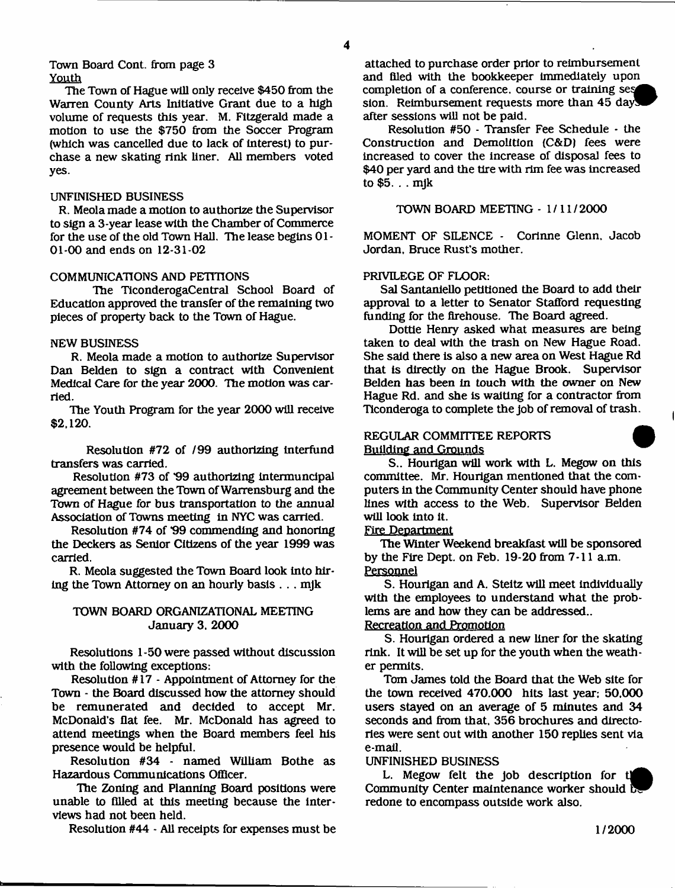Town Board Cont. from page 3

Youth

The Town of Hague will only receive $450 from the Warren County Arts Initiative Grant due to a high volume of requests this year. M. Fitzgerald made a motion to use the $750 from the Soccer Program (which was cancelled due to lack of interest) to purchase a new skating rink liner. All members voted yes.

UNFINISHED BUSINESS

R. Meola made a motion to authorize the Supervisor to sign a 3-year lease with the Chamber of Commerce for the use of the old Town Hall. The lease begins 01-01-00 and ends on 12-31-02

COMMUNICATIONS AND PETITIONS

The TiconderogaCentral School Board of Education approved the transfer of the remaining two pieces of property back to the Town of Hague.

NEW BUSINESS

R. Meola made a motion to authorize Supervisor Dan Belden to sign a contract with Convenient Medical Care for the year 2000. The motion was carried.

The Youth Program for the year 2000 will receive $2,120.

Resolution #72 of /99 authorizing interfund transfers was carried.

Resolution #73 of '99 authorizing intermuncipal agreement between the Town of Warrensburg and the Town of Hague for bus transportation to the annual Association of Towns meeting in NYC was carried.

Resolution #74 of '99 commending and honoring the Deckers as Senior Citizens of the year 1999 was carried.

R. Meola suggested the Town Board look into hiring the Town Attorney on an hourly basis . . . mjk

## TOWN BOARD ORGANIZATIONAL MEETING January 3, 2000

Resolutions 1-50 were passed without discussion with the following exceptions:

Resolution #17 - Appointment of Attorney for the Town - the Board discussed how the attorney should be remunerated and decided to accept Mr. McDonald's flat fee. Mr. McDonald has agreed to attend meetings when the Board members feel his presence would be helpful.

Resolution #34 - named William Bothe as Hazardous Communications Officer.

The Zoning and Planning Board positions were unable to filled at this meeting because the interviews had not been held.

Resolution #44 - All receipts for expenses must be attached to purchase order prior to reimbursement and filed with the bookkeeper immediately upon completion of a conference, course or training session. Reimbursement requests more than 45 days after sessions will not be paid.

Resolution #50 - Transfer Fee Schedule - the Construction and Demolition (C&D) fees were increased to cover the increase of disposal fees to $40 per yard and the tire with rim fee was increased to $5. . . mjk

## TOWN BOARD MEETING - 1/11/2000

MOMENT OF SILENCE - Corinne Glenn, Jacob Jordan, Bruce Rust's mother.

PRIVILEGE OF FLOOR:

Sal Santaniello petitioned the Board to add their approval to a letter to Senator Stafford requesting funding for the firehouse. The Board agreed.

Dottie Henry asked what measures are being taken to deal with the trash on New Hague Road. She said there is also a new area on West Hague Rd that is directly on the Hague Brook. Supervisor Belden has been in touch with the owner on New Hague Rd. and she is waiting for a contractor from Ticonderoga to complete the job of removal of trash.

REGULAR COMMITTEE REPORTS

Building and Grounds

S.. Hourigan will work with L. Megow on this committee. Mr. Hourigan mentioned that the computers in the Community Center should have phone lines with access to the Web. Supervisor Belden will look into it.

Fire Department

The Winter Weekend breakfast will be sponsored by the Fire Dept. on Feb. 19-20 from 7-11 a.m.

Personnel

S. Hourigan and A. Steitz will meet individually with the employees to understand what the problems are and how they can be addressed..

Recreation and Promotion

S. Hourigan ordered a new liner for the skating rink. It will be set up for the youth when the weather permits.

Tom James told the Board that the Web site for the town received 470,000 hits last year; 50,000 users stayed on an average of 5 minutes and 34 seconds and from that, 356 brochures and directories were sent out with another 150 replies sent via e-mail.

UNFINISHED BUSINESS

L. Megow felt the job description for the Community Center maintenance worker should be redone to encompass outside work also.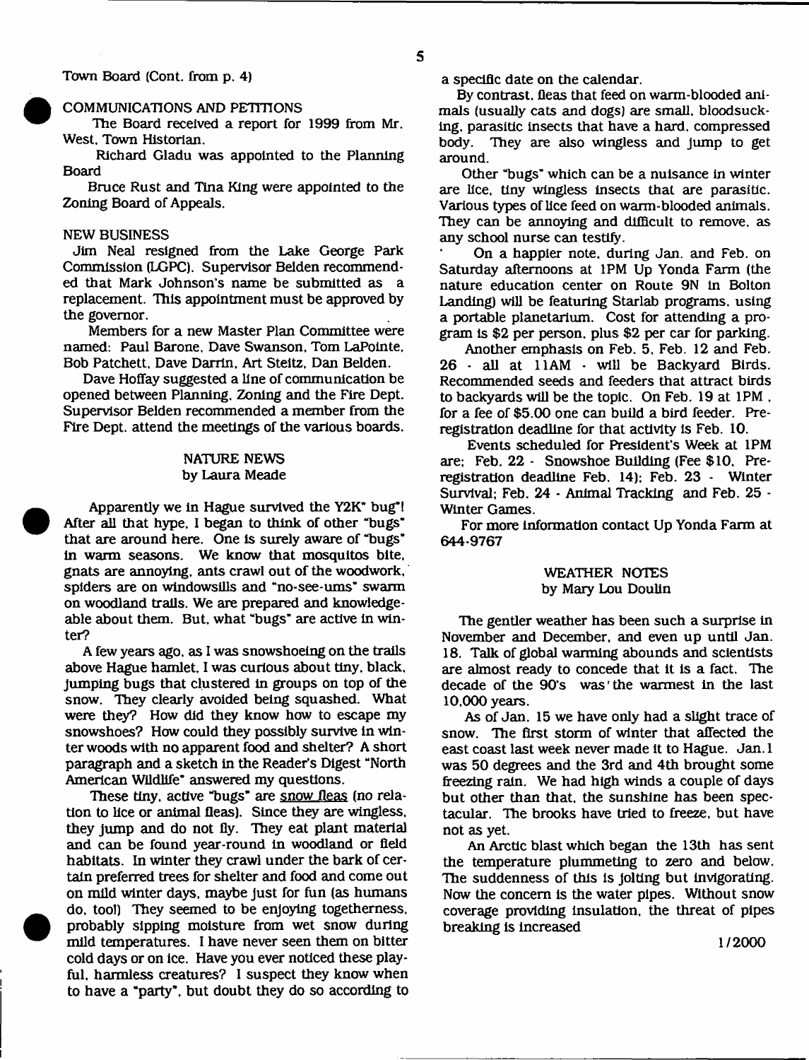Town Board (Cont. from p. 4)

COMMUNICATIONS AND PETITIONS

The Board received a report for 1999 from Mr. West, Town Historian.

Richard Gladu was appointed to the Planning Board

Bruce Rust and Tina King were appointed to the Zoning Board of Appeals.

NEW BUSINESS

Jim Neal resigned from the Lake George Park Commission (LGPC). Supervisor Belden recommended that Mark Johnson's name be submitted as a replacement. This appointment must be approved by the governor.

Members for a new Master Plan Committee were named: Paul Barone, Dave Swanson, Tom LaPointe, Bob Patchett, Dave Darrin, Art Steitz, Dan Belden.

Dave Hoffay suggested a line of communication be opened between Planning, Zoning and the Fire Dept. Supervisor Belden recommended a member from the Fire Dept. attend the meetings of the various boards.

## NATURE NEWS
### by Laura Meade

Apparently we in Hague survived the Y2K" bug"! After all that hype, I began to think of other "bugs" that are around here. One is surely aware of "bugs" in warm seasons. We know that mosquitos bite, gnats are annoying, ants crawl out of the woodwork, spiders are on windowsills and "no-see-ums" swarm on woodland trails. We are prepared and knowledgeable about them. But, what "bugs" are active in winter?

A few years ago, as I was snowshoeing on the trails above Hague hamlet, I was curious about tiny, black, jumping bugs that clustered in groups on top of the snow. They clearly avoided being squashed. What were they? How did they know how to escape my snowshoes? How could they possibly survive in winter woods with no apparent food and shelter? A short paragraph and a sketch in the Reader's Digest "North American Wildlife" answered my questions.

These tiny, active "bugs" are snow fleas (no relation to lice or animal fleas). Since they are wingless, they jump and do not fly. They eat plant material and can be found year-round in woodland or field habitats. In winter they crawl under the bark of certain preferred trees for shelter and food and come out on mild winter days, maybe just for fun (as humans do, too!) They seemed to be enjoying togetherness, probably sipping moisture from wet snow during mild temperatures. I have never seen them on bitter cold days or on ice. Have you ever noticed these playful, harmless creatures? I suspect they know when to have a "party", but doubt they do so according to a specific date on the calendar.

By contrast, fleas that feed on warm-blooded animals (usually cats and dogs) are small, bloodsucking, parasitic insects that have a hard, compressed body. They are also wingless and jump to get around.

Other "bugs" which can be a nuisance in winter are lice, tiny wingless insects that are parasitic. Various types of lice feed on warm-blooded animals. They can be annoying and difficult to remove, as any school nurse can testify.

On a happier note, during Jan. and Feb. on Saturday afternoons at 1PM Up Yonda Farm (the nature education center on Route 9N in Bolton Landing) will be featuring Starlab programs, using a portable planetarium. Cost for attending a program is $2 per person, plus $2 per car for parking.

Another emphasis on Feb. 5, Feb. 12 and Feb. 26 - all at 11AM - will be Backyard Birds. Recommended seeds and feeders that attract birds to backyards will be the topic. On Feb. 19 at 1PM, for a fee of $5.00 one can build a bird feeder. Preregistration deadline for that activity is Feb. 10.

Events scheduled for President's Week at 1PM are; Feb. 22 - Snowshoe Building (Fee $10, Preregistration deadline Feb. 14); Feb. 23 - Winter Survival; Feb. 24 - Animal Tracking and Feb. 25 - Winter Games.

For more information contact Up Yonda Farm at 644-9767

## WEATHER NOTES
### by Mary Lou Doulin

The gentler weather has been such a surprise in November and December, and even up until Jan. 18. Talk of global warming abounds and scientists are almost ready to concede that it is a fact. The decade of the 90's was the warmest in the last 10,000 years.

As of Jan. 15 we have only had a slight trace of snow. The first storm of winter that affected the east coast last week never made it to Hague. Jan. 1 was 50 degrees and the 3rd and 4th brought some freezing rain. We had high winds a couple of days but other than that, the sunshine has been spectacular. The brooks have tried to freeze, but have not as yet.

An Arctic blast which began the 13th has sent the temperature plummeting to zero and below. The suddenness of this is jolting but invigorating. Now the concern is the water pipes. Without snow coverage providing insulation, the threat of pipes breaking is increased

1/2000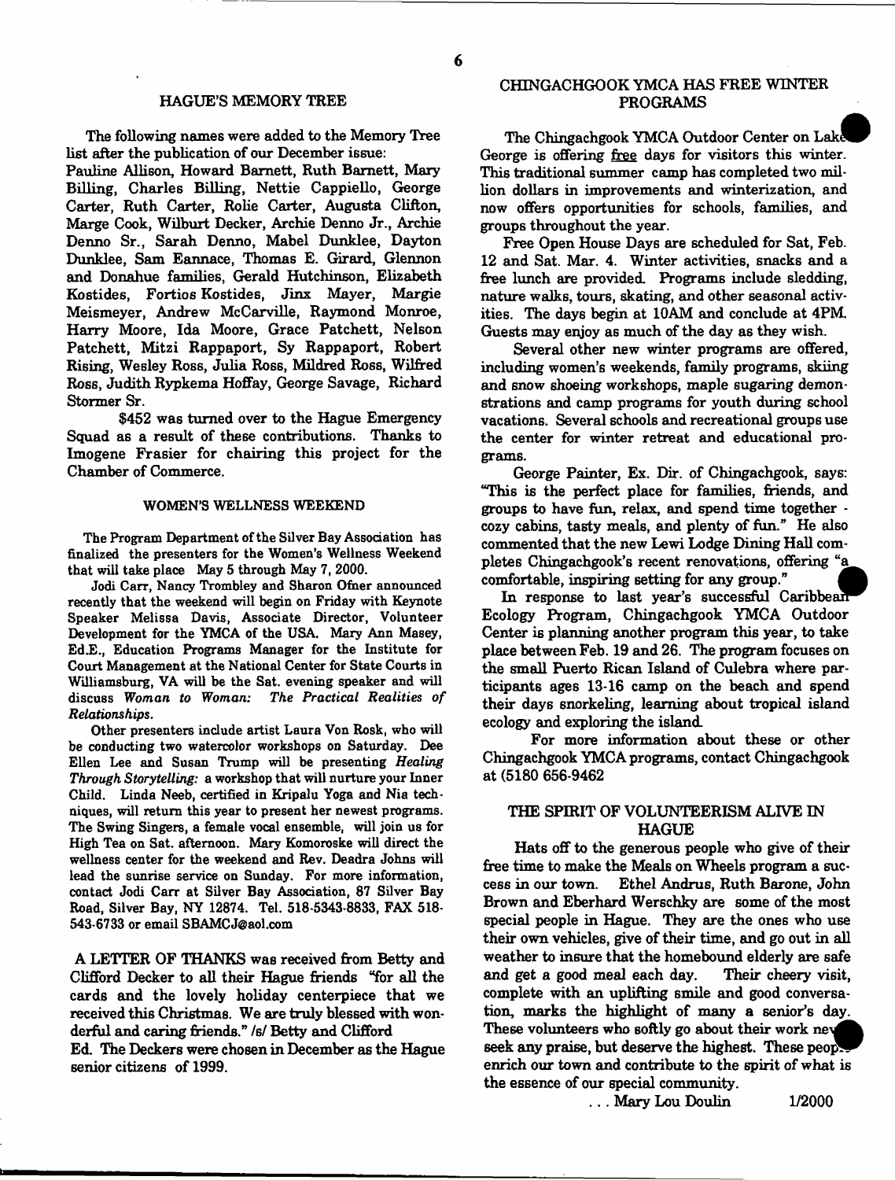## HAGUE'S MEMORY TREE

The following names were added to the Memory Tree list after the publication of our December issue: Pauline Allison, Howard Barnett, Ruth Barnett, Mary Billing, Charles Billing, Nettie Cappiello, George Carter, Ruth Carter, Rolie Carter, Augusta Clifton, Marge Cook, Wilburt Decker, Archie Denno Jr., Archie Denno Sr., Sarah Denno, Mabel Dunklee, Dayton Dunklee, Sam Eannace, Thomas E. Girard, Glennon and Donahue families, Gerald Hutchinson, Elizabeth Kostides, Fortios Kostides, Jinx Mayer, Margie Meismeyer, Andrew McCarville, Raymond Monroe, Harry Moore, Ida Moore, Grace Patchett, Nelson Patchett, Mitzi Rappaport, Sy Rappaport, Robert Rising, Wesley Ross, Julia Ross, Mildred Ross, Wilfred Ross, Judith Rypkema Hoffay, George Savage, Richard Stormer Sr.

$452 was turned over to the Hague Emergency Squad as a result of these contributions. Thanks to Imogene Frasier for chairing this project for the Chamber of Commerce.

## WOMEN'S WELLNESS WEEKEND

The Program Department of the Silver Bay Association has finalized the presenters for the Women's Wellness Weekend that will take place May 5 through May 7, 2000.

Jodi Carr, Nancy Trombley and Sharon Ofner announced recently that the weekend will begin on Friday with Keynote Speaker Melissa Davis, Associate Director, Volunteer Development for the YMCA of the USA. Mary Ann Masey, Ed.E., Education Programs Manager for the Institute for Court Management at the National Center for State Courts in Williamsburg, VA will be the Sat. evening speaker and will discuss *Woman to Woman: The Practical Realities of Relationships.*

Other presenters include artist Laura Von Rosk, who will be conducting two watercolor workshops on Saturday. Dee Ellen Lee and Susan Trump will be presenting *Healing Through Storytelling:* a workshop that will nurture your Inner Child. Linda Neeb, certified in Kripalu Yoga and Nia techniques, will return this year to present her newest programs. The Swing Singers, a female vocal ensemble, will join us for High Tea on Sat. afternoon. Mary Komoroske will direct the wellness center for the weekend and Rev. Deadra Johns will lead the sunrise service on Sunday. For more information, contact Jodi Carr at Silver Bay Association, 87 Silver Bay Road, Silver Bay, NY 12874. Tel. 518-5343-8833, FAX 518-543-6733 or email SBAMCJ@aol.com

**A LETTER OF THANKS** was received from Betty and Clifford Decker to all their Hague friends "for all the cards and the lovely holiday centerpiece that we received this Christmas. We are truly blessed with wonderful and caring friends." /s/ Betty and Clifford

Ed. The Deckers were chosen in December as the Hague senior citizens of 1999.

## CHINGACHGOOK YMCA HAS FREE WINTER PROGRAMS

The Chingachgook YMCA Outdoor Center on Lake George is offering free days for visitors this winter. This traditional summer camp has completed two million dollars in improvements and winterization, and now offers opportunities for schools, families, and groups throughout the year.

Free Open House Days are scheduled for Sat, Feb. 12 and Sat. Mar. 4. Winter activities, snacks and a free lunch are provided. Programs include sledding, nature walks, tours, skating, and other seasonal activities. The days begin at 10AM and conclude at 4PM. Guests may enjoy as much of the day as they wish.

Several other new winter programs are offered, including women's weekends, family programs, skiing and snow shoeing workshops, maple sugaring demonstrations and camp programs for youth during school vacations. Several schools and recreational groups use the center for winter retreat and educational programs.

George Painter, Ex. Dir. of Chingachgook, says: "This is the perfect place for families, friends, and groups to have fun, relax, and spend time together - cozy cabins, tasty meals, and plenty of fun." He also commented that the new Lewi Lodge Dining Hall completes Chingachgook's recent renovations, offering "a comfortable, inspiring setting for any group."

In response to last year's successful Caribbean Ecology Program, Chingachgook YMCA Outdoor Center is planning another program this year, to take place between Feb. 19 and 26. The program focuses on the small Puerto Rican Island of Culebra where participants ages 13-16 camp on the beach and spend their days snorkeling, learning about tropical island ecology and exploring the island.

For more information about these or other Chingachgook YMCA programs, contact Chingachgook at (5180 656-9462

## THE SPIRIT OF VOLUNTEERISM ALIVE IN HAGUE

Hats off to the generous people who give of their free time to make the Meals on Wheels program a success in our town. Ethel Andrus, Ruth Barone, John Brown and Eberhard Werschky are some of the most special people in Hague. They are the ones who use their own vehicles, give of their time, and go out in all weather to insure that the homebound elderly are safe and get a good meal each day. Their cheery visit, complete with an uplifting smile and good conversation, marks the highlight of many a senior's day. These volunteers who softly go about their work never seek any praise, but deserve the highest. These people enrich our town and contribute to the spirit of what is the essence of our special community.

. . . Mary Lou Doulin 1/2000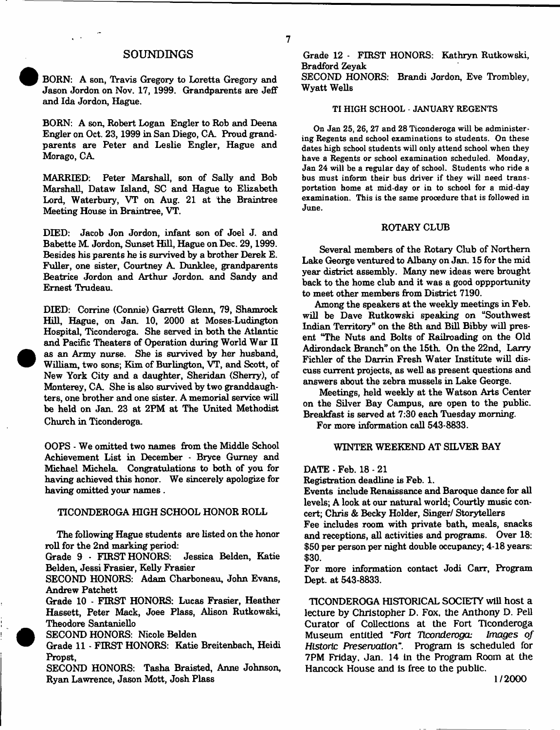## SOUNDINGS

BORN: A son, Travis Gregory to Loretta Gregory and Jason Jordon on Nov. 17, 1999. Grandparents are Jeff and Ida Jordon, Hague.

BORN: A son, Robert Logan Engler to Rob and Deena Engler on Oct. 23, 1999 in San Diego, CA. Proud grandparents are Peter and Leslie Engler, Hague and Morago, CA.

MARRIED: Peter Marshall, son of Sally and Bob Marshall, Dataw Island, SC and Hague to Elizabeth Lord, Waterbury, VT on Aug. 21 at the Braintree Meeting House in Braintree, VT.

DIED: Jacob Jon Jordon, infant son of Joel J. and Babette M. Jordon, Sunset Hill, Hague on Dec. 29, 1999. Besides his parents he is survived by a brother Derek E. Fuller, one sister, Courtney A. Dunklee, grandparents Beatrice Jordon and Arthur Jordon. and Sandy and Ernest Trudeau.

DIED: Corrine (Connie) Garrett Glenn, 79, Shamrock Hill, Hague, on Jan. 10, 2000 at Moses-Ludington Hospital, Ticonderoga. She served in both the Atlantic and Pacific Theaters of Operation during World War II as an Army nurse. She is survived by her husband, William, two sons; Kim of Burlington, VT, and Scott, of New York City and a daughter, Sheridan (Sherry), of Monterey, CA. She is also survived by two granddaughters, one brother and one sister. A memorial service will be held on Jan. 23 at 2PM at The United Methodist Church in Ticonderoga.

OOPS - We omitted two names from the Middle School Achievement List in December - Bryce Gurney and Michael Michela. Congratulations to both of you for having achieved this honor. We sincerely apologize for having omitted your names .

### TICONDEROGA HIGH SCHOOL HONOR ROLL

The following Hague students are listed on the honor roll for the 2nd marking period:

Grade 9 - FIRST HONORS: Jessica Belden, Katie Belden, Jessi Frasier, Kelly Frasier

SECOND HONORS: Adam Charboneau, John Evans, Andrew Patchett

Grade 10 - FIRST HONORS: Lucas Frasier, Heather Hassett, Peter Mack, Joee Plass, Alison Rutkowski, Theodore Santaniello

SECOND HONORS: Nicole Belden

Grade 11 - FIRST HONORS: Katie Breitenbach, Heidi Propst,

SECOND HONORS: Tasha Braisted, Anne Johnson, Ryan Lawrence, Jason Mott, Josh Plass

Grade 12 - FIRST HONORS: Kathryn Rutkowski, Bradford Zeyak

SECOND HONORS: Brandi Jordon, Eve Trombley, Wyatt Wells

### TI HIGH SCHOOL - JANUARY REGENTS

On Jan 25, 26, 27 and 28 Ticonderoga will be administering Regents and school examinations to students. On these dates high school students will only attend school when they have a Regents or school examination scheduled. Monday, Jan 24 will be a regular day of school. Students who ride a bus must inform their bus driver if they will need transportation home at mid-day or in to school for a mid-day examination. This is the same procedure that is followed in June.

### ROTARY CLUB

Several members of the Rotary Club of Northern Lake George ventured to Albany on Jan. 15 for the mid year district assembly. Many new ideas were brought back to the home club and it was a good oppportunity to meet other members from District 7190.

Among the speakers at the weekly meetings in Feb. will be Dave Rutkowski speaking on "Southwest Indian Territory" on the 8th and Bill Bibby will present "The Nuts and Bolts of Railroading on the Old Adirondack Branch" on the 15th. On the 22nd, Larry Fichler of the Darrin Fresh Water Institute will discuss current projects, as well as present questions and answers about the zebra mussels in Lake George.

Meetings, held weekly at the Watson Arts Center on the Silver Bay Campus, are open to the public. Breakfast is served at 7:30 each Tuesday morning.

For more information call 543-8833.

### WINTER WEEKEND AT SILVER BAY

DATE - Feb. 18 - 21

Registration deadline is Feb. 1.

Events include Renaissance and Baroque dance for all levels; A look at our natural world; Courtly music concert; Chris & Becky Holder, Singer/ Storytellers

Fee includes room with private bath, meals, snacks and receptions, all activities and programs. Over 18: $50 per person per night double occupancy; 4-18 years: $30.

For more information contact Jodi Carr, Program Dept. at 543-8833.

TICONDEROGA HISTORICAL SOCIETY will host a lecture by Christopher D. Fox, the Anthony D. Pell Curator of Collections at the Fort Ticonderoga Museum entitled *"Fort Ticonderoga: Images of Historic Preservation"*. Program is scheduled for 7PM Friday, Jan. 14 in the Program Room at the Hancock House and is free to the public.

1/2000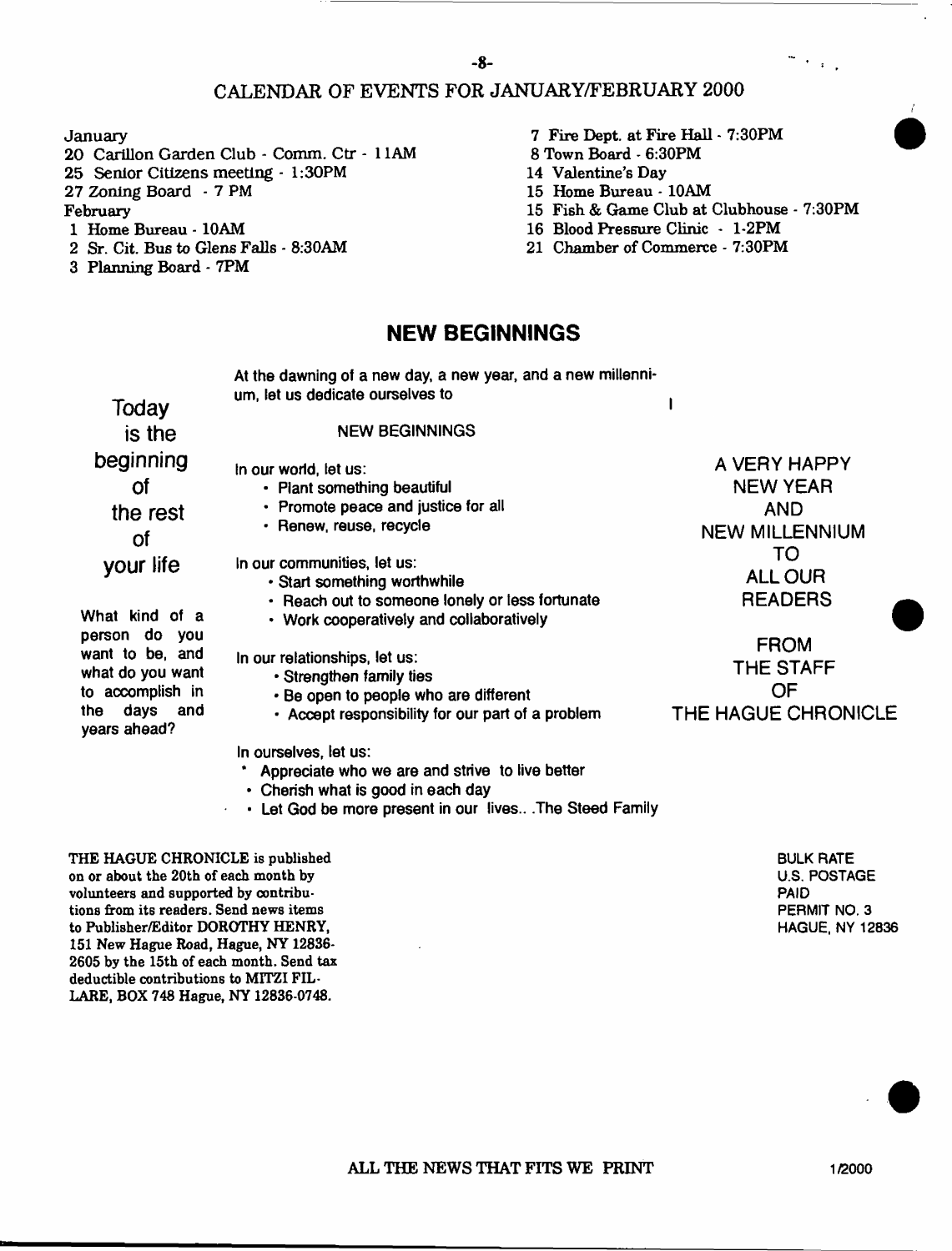## CALENDAR OF EVENTS FOR JANUARY/FEBRUARY 2000

January
20 Carillon Garden Club - Comm. Ctr - 11AM
25 Senior Citizens meeting - 1:30PM
27 Zoning Board - 7 PM
February
1 Home Bureau - 10AM
2 Sr. Cit. Bus to Glens Falls - 8:30AM
3 Planning Board - 7PM
7 Fire Dept. at Fire Hall - 7:30PM
8 Town Board - 6:30PM
14 Valentine's Day
15 Home Bureau - 10AM
15 Fish & Game Club at Clubhouse - 7:30PM
16 Blood Pressure Clinic - 1-2PM
21 Chamber of Commerce - 7:30PM

## NEW BEGINNINGS

Today is the beginning of the rest of your life

What kind of a person do you want to be, and what do you want to accomplish in the days and years ahead?

At the dawning of a new day, a new year, and a new millennium, let us dedicate ourselves to

NEW BEGINNINGS

In our world, let us:

- Plant something beautiful
- Promote peace and justice for all
- Renew, reuse, recycle

In our communities, let us:

- Start something worthwhile
- Reach out to someone lonely or less fortunate
- Work cooperatively and collaboratively

In our relationships, let us:

- Strengthen family ties
- Be open to people who are different
- Accept responsibility for our part of a problem

In ourselves, let us:

- Appreciate who we are and strive to live better
- Cherish what is good in each day
- Let God be more present in our lives.. .The Steed Family

A VERY HAPPY NEW YEAR AND NEW MILLENNIUM TO ALL OUR READERS

FROM THE STAFF OF THE HAGUE CHRONICLE

THE HAGUE CHRONICLE is published on or about the 20th of each month by volunteers and supported by contributions from its readers. Send news items to Publisher/Editor DOROTHY HENRY, 151 New Hague Road, Hague, NY 12836-2605 by the 15th of each month. Send tax deductible contributions to MITZI FILLARE, BOX 748 Hague, NY 12836-0748.

BULK RATE
U.S. POSTAGE
PAID
PERMIT NO. 3
HAGUE, NY 12836

ALL THE NEWS THAT FITS WE PRINT

1/2000